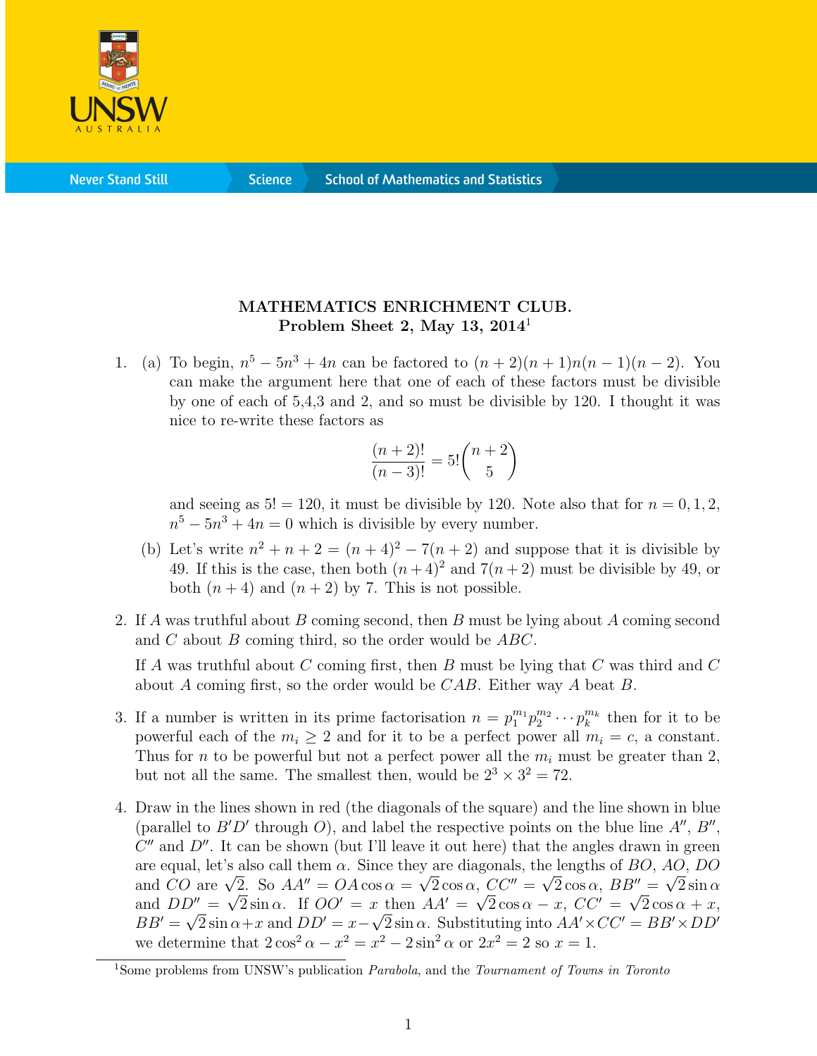# MATHEMATICS ENRICHMENT CLUB.
## Problem Sheet 2, May 13, 2014[1]

1. (a) To begin, $n^5 - 5n^3 + 4n$ can be factored to $(n+2)(n+1)n(n-1)(n-2)$. You can make the argument here that one of each of these factors must be divisible by one of each of 5,4,3 and 2, and so must be divisible by 120. I thought it was nice to re-write these factors as

   $$\frac{(n+2)!}{(n-3)!} = 5!\binom{n+2}{5}$$

   and seeing as $5! = 120$, it must be divisible by 120. Note also that for $n = 0, 1, 2$, $n^5 - 5n^3 + 4n = 0$ which is divisible by every number.

   (b) Let's write $n^2 + n + 2 = (n+4)^2 - 7(n+2)$ and suppose that it is divisible by 49. If this is the case, then both $(n+4)^2$ and $7(n+2)$ must be divisible by 49, or both $(n+4)$ and $(n+2)$ by 7. This is not possible.

2. If $A$ was truthful about $B$ coming second, then $B$ must be lying about $A$ coming second and $C$ about $B$ coming third, so the order would be $ABC$.

   If $A$ was truthful about $C$ coming first, then $B$ must be lying that $C$ was third and $C$ about $A$ coming first, so the order would be $CAB$. Either way $A$ beat $B$.

3. If a number is written in its prime factorisation $n = p_1^{m_1} p_2^{m_2} \cdots p_k^{m_k}$ then for it to be powerful each of the $m_i \geq 2$ and for it to be a perfect power all $m_i = c$, a constant. Thus for $n$ to be powerful but not a perfect power all the $m_i$ must be greater than 2, but not all the same. The smallest then, would be $2^3 \times 3^2 = 72$.

4. Draw in the lines shown in red (the diagonals of the square) and the line shown in blue (parallel to $B'D'$ through $O$), and label the respective points on the blue line $A''$, $B''$, $C''$ and $D''$. It can be shown (but I'll leave it out here) that the angles drawn in green are equal, let's also call them $\alpha$. Since they are diagonals, the lengths of $BO$, $AO$, $DO$ and $CO$ are $\sqrt{2}$. So $AA'' = OA\cos\alpha = \sqrt{2}\cos\alpha$, $CC'' = \sqrt{2}\cos\alpha$, $BB'' = \sqrt{2}\sin\alpha$ and $DD'' = \sqrt{2}\sin\alpha$. If $OO' = x$ then $AA' = \sqrt{2}\cos\alpha - x$, $CC' = \sqrt{2}\cos\alpha + x$, $BB' = \sqrt{2}\sin\alpha + x$ and $DD' = x - \sqrt{2}\sin\alpha$. Substituting into $AA' \times CC' = BB' \times DD'$ we determine that $2\cos^2\alpha - x^2 = x^2 - 2\sin^2\alpha$ or $2x^2 = 2$ so $x = 1$.

---

[1] Some problems from UNSW's publication *Parabola*, and the *Tournament of Towns in Toronto*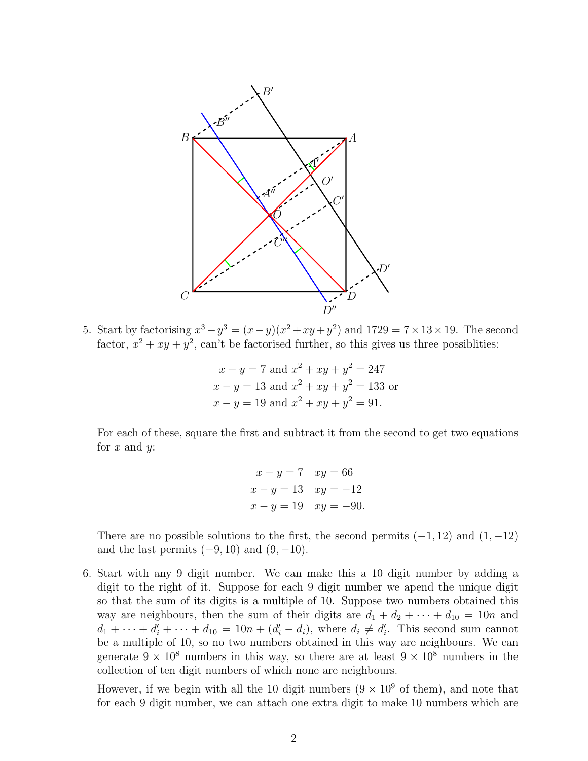5. Start by factorising $x^3 - y^3 = (x-y)(x^2+xy+y^2)$ and $1729 = 7 \times 13 \times 19$. The second factor, $x^2 + xy + y^2$, can't be factorised further, so this gives us three possiblities:

$$x - y = 7 \text{ and } x^2 + xy + y^2 = 247$$
$$x - y = 13 \text{ and } x^2 + xy + y^2 = 133 \text{ or}$$
$$x - y = 19 \text{ and } x^2 + xy + y^2 = 91.$$

For each of these, square the first and subtract it from the second to get two equations for $x$ and $y$:

$$x - y = 7 \quad xy = 66$$
$$x - y = 13 \quad xy = -12$$
$$x - y = 19 \quad xy = -90.$$

There are no possible solutions to the first, the second permits $(-1, 12)$ and $(1, -12)$ and the last permits $(-9, 10)$ and $(9, -10)$.

6. Start with any 9 digit number. We can make this a 10 digit number by adding a digit to the right of it. Suppose for each 9 digit number we apend the unique digit so that the sum of its digits is a multiple of 10. Suppose two numbers obtained this way are neighbours, then the sum of their digits are $d_1 + d_2 + \cdots + d_{10} = 10n$ and $d_1 + \cdots + d_i' + \cdots + d_{10} = 10n + (d_i' - d_i)$, where $d_i \neq d_i'$. This second sum cannot be a multiple of 10, so no two numbers obtained in this way are neighbours. We can generate $9 \times 10^8$ numbers in this way, so there are at least $9 \times 10^8$ numbers in the collection of ten digit numbers of which none are neighbours.

   However, if we begin with all the 10 digit numbers ($9 \times 10^9$ of them), and note that for each 9 digit number, we can attach one extra digit to make 10 numbers which are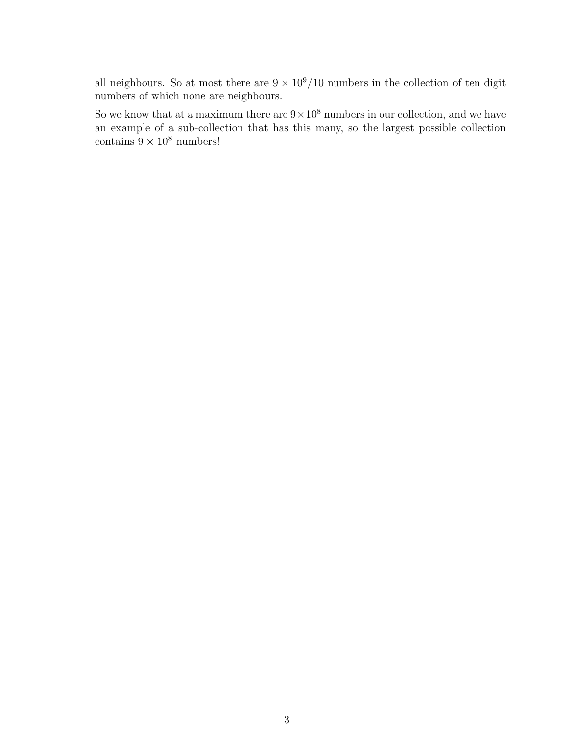all neighbours. So at most there are $9 \times 10^9/10$ numbers in the collection of ten digit numbers of which none are neighbours.

So we know that at a maximum there are $9 \times 10^8$ numbers in our collection, and we have an example of a sub-collection that has this many, so the largest possible collection contains $9 \times 10^8$ numbers!